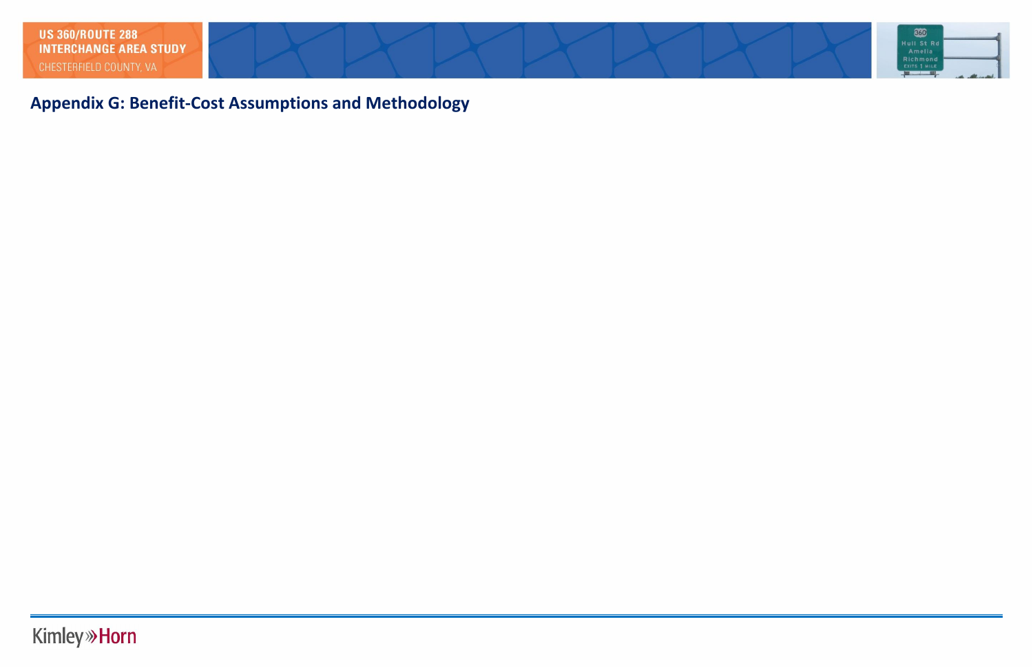# Appendix G: Benefit-Cost Assumptions and Methodology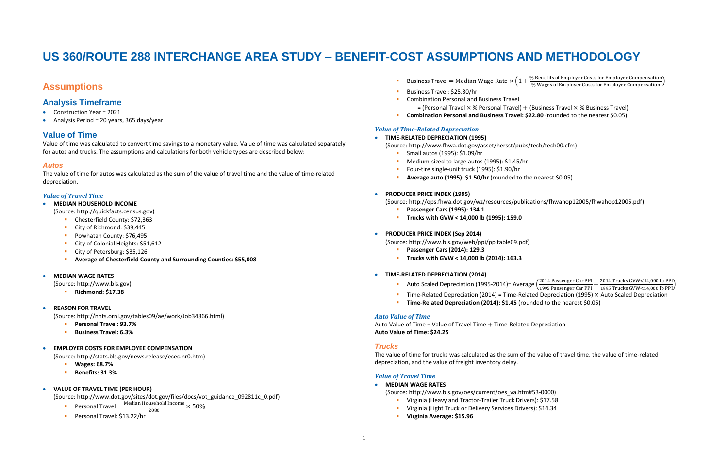# US 360/ROUTE 288 INTERCHANGE AREA STUDY – BENEFIT-COST ASSUMPTIONS AND METHODOLOGY

## Assumptions

### Analysis Timeframe

- Construction Year = 2021
- Analysis Period = 20 years, 365 days/year

### Value of Time

Value of time was calculated to convert time savings to a monetary value. Value of time was calculated separately for autos and trucks. The assumptions and calculations for both vehicle types are described below:

#### *Autos*

The value of time for autos was calculated as the sum of the value of travel time and the value of time-related depreciation.

##### *Value of Travel Time*

- **MEDIAN HOUSEHOLD INCOME**
  (Source: http://quickfacts.census.gov)
  - Chesterfield County: $72,363
  - City of Richmond: $39,445
  - Powhatan County: $76,495
  - City of Colonial Heights: $51,612
  - City of Petersburg: $35,126
  - **Average of Chesterfield County and Surrounding Counties: $55,008**

- **MEDIAN WAGE RATES**
  (Source: http://www.bls.gov)
  - **Richmond: $17.38**

- **REASON FOR TRAVEL**
  (Source: http://nhts.ornl.gov/tables09/ae/work/Job34866.html)
  - **Personal Travel: 93.7%**
  - **Business Travel: 6.3%**

- **EMPLOYER COSTS FOR EMPLOYEE COMPENSATION**
  (Source: http://stats.bls.gov/news.release/ecec.nr0.htm)
  - **Wages: 68.7%**
  - **Benefits: 31.3%**

- **VALUE OF TRAVEL TIME (PER HOUR)**
  (Source: http://www.dot.gov/sites/dot.gov/files/docs/vot_guidance_092811c_0.pdf)
  - Personal Travel $= \frac{\text{Median Household Income}}{2080} \times 50\%$
  - Personal Travel: $13.22/hr
  - Business Travel $= \text{Median Wage Rate} \times \left(1 + \frac{\text{\% Benefits of Employer Costs for Employee Compensation}}{\text{\% Wages of Employer Costs for Employee Compensation}}\right)$
  - Business Travel: $25.30/hr
  - Combination Personal and Business Travel
    = (Personal Travel × % Personal Travel) + (Business Travel × % Business Travel)
  - **Combination Personal and Business Travel: $22.80** (rounded to the nearest $0.05)

##### *Value of Time-Related Depreciation*

- **TIME-RELATED DEPRECIATION (1995)**
  (Source: http://www.fhwa.dot.gov/asset/hersst/pubs/tech/tech00.cfm)
  - Small autos (1995): $1.09/hr
  - Medium-sized to large autos (1995): $1.45/hr
  - Four-tire single-unit truck (1995): $1.90/hr
  - **Average auto (1995): $1.50/hr** (rounded to the nearest $0.05)

- **PRODUCER PRICE INDEX (1995)**
  (Source: http://ops.fhwa.dot.gov/wz/resources/publications/fhwahop12005/fhwahop12005.pdf)
  - **Passenger Cars (1995): 134.1**
  - **Trucks with GVW < 14,000 lb (1995): 159.0**

- **PRODUCER PRICE INDEX (Sep 2014)**
  (Source: http://www.bls.gov/web/ppi/ppitable09.pdf)
  - **Passenger Cars (2014): 129.3**
  - **Trucks with GVW < 14,000 lb (2014): 163.3**

- **TIME-RELATED DEPRECIATION (2014)**
  - Auto Scaled Depreciation (1995-2014)= Average $\left(\frac{\text{2014 Passenger Car PPI}}{\text{1995 Passenger Car PPI}} + \frac{\text{2014 Trucks GVW<14,000 lb PPI}}{\text{1995 Trucks GVW<14,000 lb PPI}}\right)$
  - Time-Related Depreciation (2014) = Time-Related Depreciation (1995) × Auto Scaled Depreciation
  - **Time-Related Depreciation (2014): $1.45** (rounded to the nearest $0.05)

##### *Auto Value of Time*

Auto Value of Time = Value of Travel Time + Time-Related Depreciation
**Auto Value of Time: $24.25**

#### *Trucks*

The value of time for trucks was calculated as the sum of the value of travel time, the value of time-related depreciation, and the value of freight inventory delay.

##### *Value of Travel Time*

- **MEDIAN WAGE RATES**
  (Source: http://www.bls.gov/oes/current/oes_va.htm#53-0000)
  - Virginia (Heavy and Tractor-Trailer Truck Drivers): $17.58
  - Virginia (Light Truck or Delivery Services Drivers): $14.34
  - **Virginia Average: $15.96**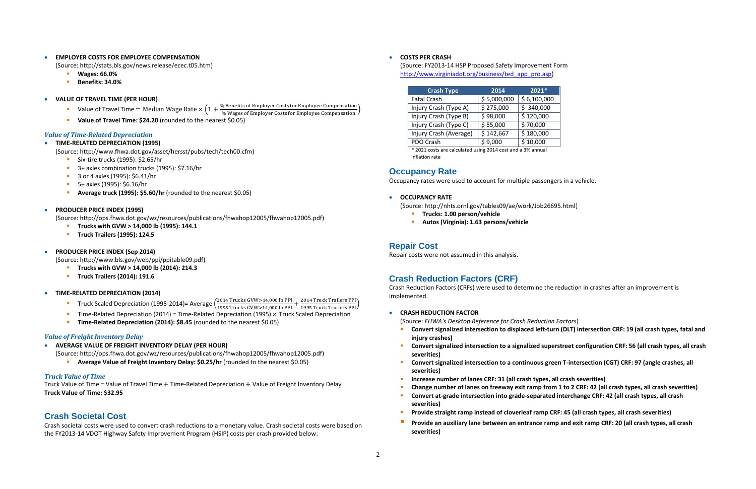- **EMPLOYER COSTS FOR EMPLOYEE COMPENSATION**
  (Source: http://stats.bls.gov/news.release/ecec.t05.htm)
  - **Wages: 66.0%**
  - **Benefits: 34.0%**

- **VALUE OF TRAVEL TIME (PER HOUR)**
  - Value of Travel Time $= \text{Median Wage Rate} \times \left(1 + \frac{\%\text{ Benefits of Employer Costs for Employee Compensation}}{\%\text{ Wages of Employer Costs for Employee Compensation}}\right)$
  - **Value of Travel Time: $24.20** (rounded to the nearest $0.05)

### *Value of Time-Related Depreciation*

- **TIME-RELATED DEPRECIATION (1995)**
  (Source: http://www.fhwa.dot.gov/asset/hersst/pubs/tech/tech00.cfm)
  - Six-tire trucks (1995): $2.65/hr
  - 3+ axles combination trucks (1995): $7.16/hr
  - 3 or 4 axles (1995): $6.41/hr
  - 5+ axles (1995): $6.16/hr
  - **Average truck (1995): $5.60/hr** (rounded to the nearest $0.05)

- **PRODUCER PRICE INDEX (1995)**
  (Source: http://ops.fhwa.dot.gov/wz/resources/publications/fhwahop12005/fhwahop12005.pdf)
  - **Trucks with GVW > 14,000 lb (1995): 144.1**
  - **Truck Trailers (1995): 124.5**

- **PRODUCER PRICE INDEX (Sep 2014)**
  (Source: http://www.bls.gov/web/ppi/ppitable09.pdf)
  - **Trucks with GVW > 14,000 lb (2014): 214.3**
  - **Truck Trailers (2014): 191.6**

- **TIME-RELATED DEPRECIATION (2014)**
  - Truck Scaled Depreciation (1995-2014)= Average $\left(\frac{\text{2014 Trucks GVW>14,000 lb PPI}}{\text{1995 Trucks GVW>14,000 lb PPI}} + \frac{\text{2014 Truck Trailers PPI}}{\text{1995 Truck Trailers PPI}}\right)$
  - Time-Related Depreciation (2014) = Time-Related Depreciation (1995) $\times$ Truck Scaled Depreciation
  - **Time-Related Depreciation (2014): $8.45** (rounded to the nearest $0.05)

### *Value of Freight Inventory Delay*

- **AVERAGE VALUE OF FREIGHT INVENTORY DELAY (PER HOUR)**
  (Source: http://ops.fhwa.dot.gov/wz/resources/publications/fhwahop12005/fhwahop12005.pdf)
  - **Average Value of Freight Inventory Delay: $0.25/hr** (rounded to the nearest $0.05)

### *Truck Value of Time*

Truck Value of Time = Value of Travel Time + Time-Related Depreciation + Value of Freight Inventory Delay
**Truck Value of Time: $32.95**

## Crash Societal Cost

Crash societal costs were used to convert crash reductions to a monetary value. Crash societal costs were based on the FY2013-14 VDOT Highway Safety Improvement Program (HSIP) costs per crash provided below:

- **COSTS PER CRASH**
  (Source: FY2013-14 HSP Proposed Safety Improvement Form http://www.virginiadot.org/business/ted_app_pro.asp)

| Crash Type | 2014 | 2021* |
|---|---|---|
| Fatal Crash | $ 5,000,000 | $ 6,100,000 |
| Injury Crash (Type A) | $ 275,000 | $ 340,000 |
| Injury Crash (Type B) | $ 98,000 | $ 120,000 |
| Injury Crash (Type C) | $ 55,000 | $ 70,000 |
| Injury Crash (Average) | $ 142,667 | $ 180,000 |
| PDO Crash | $ 9,000 | $ 10,000 |

\* 2021 costs are calculated using 2014 cost and a 3% annual inflation rate

## Occupancy Rate

Occupancy rates were used to account for multiple passengers in a vehicle.

- **OCCUPANCY RATE**
  (Source: http://nhts.ornl.gov/tables09/ae/work/Job26695.html)
  - **Trucks: 1.00 person/vehicle**
  - **Autos (Virginia): 1.63 persons/vehicle**

## Repair Cost

Repair costs were not assumed in this analysis.

## Crash Reduction Factors (CRF)

Crash Reduction Factors (CRFs) were used to determine the reduction in crashes after an improvement is implemented.

- **CRASH REDUCTION FACTOR**
  (Source: *FHWA's Desktop Reference for Crash Reduction Factors*)
  - **Convert signalized intersection to displaced left-turn (DLT) intersection CRF: 19 (all crash types, fatal and injury crashes)**
  - **Convert signalized intersection to a signalized superstreet configuration CRF: 56 (all crash types, all crash severities)**
  - **Convert signalized intersection to a continuous green T-intersection (CGT) CRF: 97 (angle crashes, all severities)**
  - **Increase number of lanes CRF: 31 (all crash types, all crash severities)**
  - **Change number of lanes on freeway exit ramp from 1 to 2 CRF: 42 (all crash types, all crash severities)**
  - **Convert at-grade intersection into grade-separated interchange CRF: 42 (all crash types, all crash severities)**
  - **Provide straight ramp instead of cloverleaf ramp CRF: 45 (all crash types, all crash severities)**
  - **Provide an auxiliary lane between an entrance ramp and exit ramp CRF: 20 (all crash types, all crash severities)**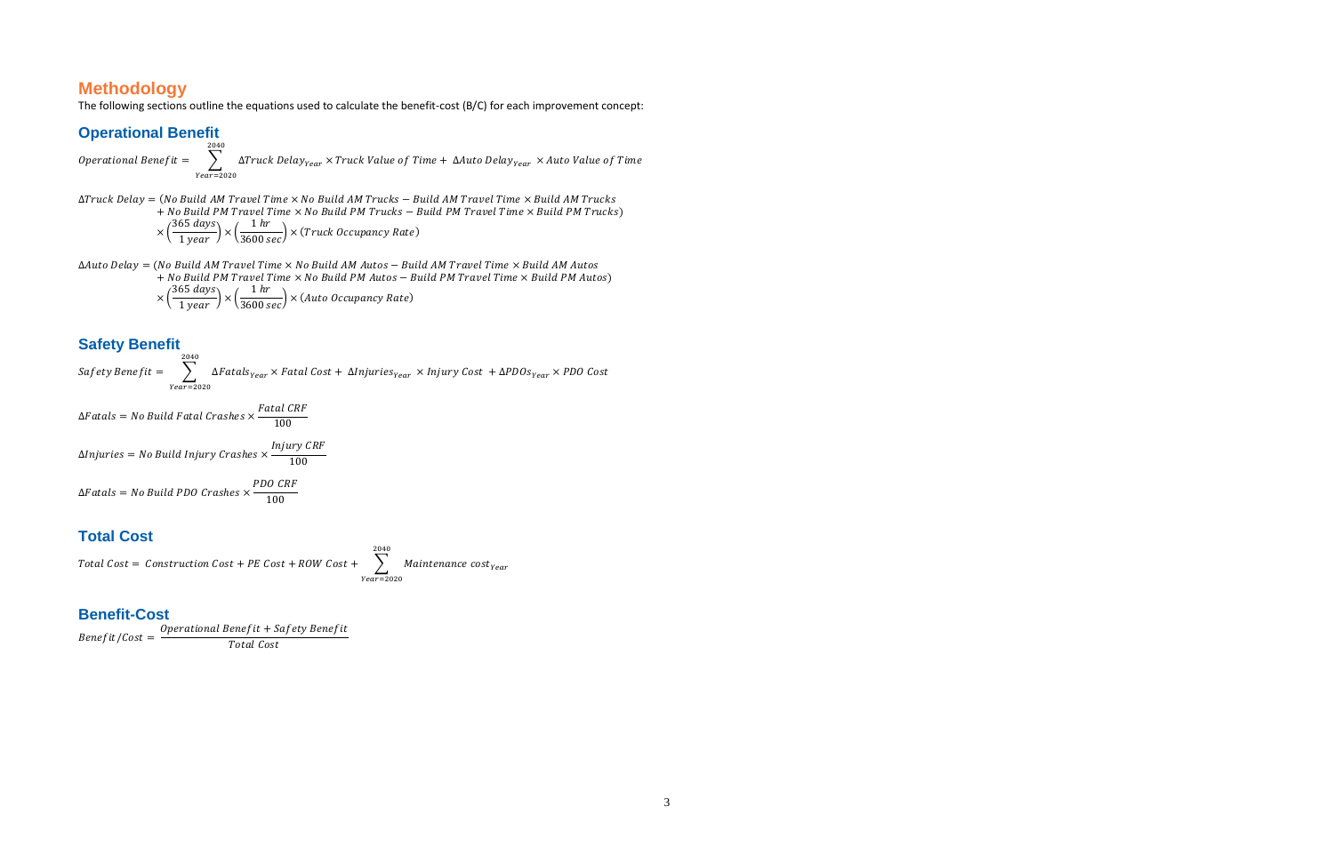## Methodology

The following sections outline the equations used to calculate the benefit-cost (B/C) for each improvement concept:

### Operational Benefit

$$Operational\ Benefit = \sum_{Year=2020}^{2040} \Delta Truck\ Delay_{Year} \times Truck\ Value\ of\ Time + \Delta Auto\ Delay_{Year} \times Auto\ Value\ of\ Time$$

$$\begin{aligned}\Delta Truck\ Delay = {} & (No\ Build\ AM\ Travel\ Time \times No\ Build\ AM\ Trucks - Build\ AM\ Travel\ Time \times Build\ AM\ Trucks \\ & + No\ Build\ PM\ Travel\ Time \times No\ Build\ PM\ Trucks - Build\ PM\ Travel\ Time \times Build\ PM\ Trucks) \\ & \times \left(\frac{365\ days}{1\ year}\right) \times \left(\frac{1\ hr}{3600\ sec}\right) \times (Truck\ Occupancy\ Rate)\end{aligned}$$

$$\begin{aligned}\Delta Auto\ Delay = {} & (No\ Build\ AM\ Travel\ Time \times No\ Build\ AM\ Autos - Build\ AM\ Travel\ Time \times Build\ AM\ Autos \\ & + No\ Build\ PM\ Travel\ Time \times No\ Build\ PM\ Autos - Build\ PM\ Travel\ Time \times Build\ PM\ Autos) \\ & \times \left(\frac{365\ days}{1\ year}\right) \times \left(\frac{1\ hr}{3600\ sec}\right) \times (Auto\ Occupancy\ Rate)\end{aligned}$$

### Safety Benefit

$$Safety\ Benefit = \sum_{Year=2020}^{2040} \Delta Fatals_{Year} \times Fatal\ Cost + \Delta Injuries_{Year} \times Injury\ Cost + \Delta PDOs_{Year} \times PDO\ Cost$$

$$\Delta Fatals = No\ Build\ Fatal\ Crashes \times \frac{Fatal\ CRF}{100}$$

$$\Delta Injuries = No\ Build\ Injury\ Crashes \times \frac{Injury\ CRF}{100}$$

$$\Delta Fatals = No\ Build\ PDO\ Crashes \times \frac{PDO\ CRF}{100}$$

### Total Cost

$$Total\ Cost = Construction\ Cost + PE\ Cost + ROW\ Cost + \sum_{Year=2020}^{2040} Maintenance\ cost_{Year}$$

### Benefit-Cost

$$Benefit/Cost = \frac{Operational\ Benefit + Safety\ Benefit}{Total\ Cost}$$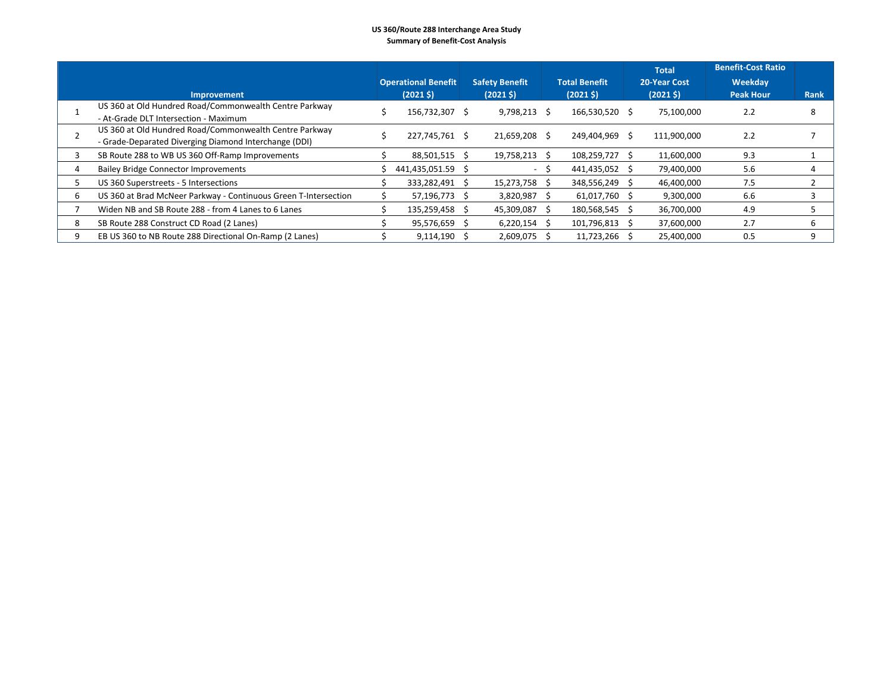**US 360/Route 288 Interchange Area Study**
**Summary of Benefit-Cost Analysis**

| | Improvement | Operational Benefit (2021 $) | Safety Benefit (2021 $) | Total Benefit (2021 $) | Total 20-Year Cost (2021 $) | Benefit-Cost Ratio Weekday Peak Hour | Rank |
|---|---|---|---|---|---|---|---|
| 1 | US 360 at Old Hundred Road/Commonwealth Centre Parkway - At-Grade DLT Intersection - Maximum | $ 156,732,307 | $ 9,798,213 | $ 166,530,520 | $ 75,100,000 | 2.2 | 8 |
| 2 | US 360 at Old Hundred Road/Commonwealth Centre Parkway - Grade-Deparated Diverging Diamond Interchange (DDI) | $ 227,745,761 | $ 21,659,208 | $ 249,404,969 | $ 111,900,000 | 2.2 | 7 |
| 3 | SB Route 288 to WB US 360 Off-Ramp Improvements | $ 88,501,515 | $ 19,758,213 | $ 108,259,727 | $ 11,600,000 | 9.3 | 1 |
| 4 | Bailey Bridge Connector Improvements | $ 441,435,051.59 | $ - | $ 441,435,052 | $ 79,400,000 | 5.6 | 4 |
| 5 | US 360 Superstreets - 5 Intersections | $ 333,282,491 | $ 15,273,758 | $ 348,556,249 | $ 46,400,000 | 7.5 | 2 |
| 6 | US 360 at Brad McNeer Parkway - Continuous Green T-Intersection | $ 57,196,773 | $ 3,820,987 | $ 61,017,760 | $ 9,300,000 | 6.6 | 3 |
| 7 | Widen NB and SB Route 288 - from 4 Lanes to 6 Lanes | $ 135,259,458 | $ 45,309,087 | $ 180,568,545 | $ 36,700,000 | 4.9 | 5 |
| 8 | SB Route 288 Construct CD Road (2 Lanes) | $ 95,576,659 | $ 6,220,154 | $ 101,796,813 | $ 37,600,000 | 2.7 | 6 |
| 9 | EB US 360 to NB Route 288 Directional On-Ramp (2 Lanes) | $ 9,114,190 | $ 2,609,075 | $ 11,723,266 | $ 25,400,000 | 0.5 | 9 |